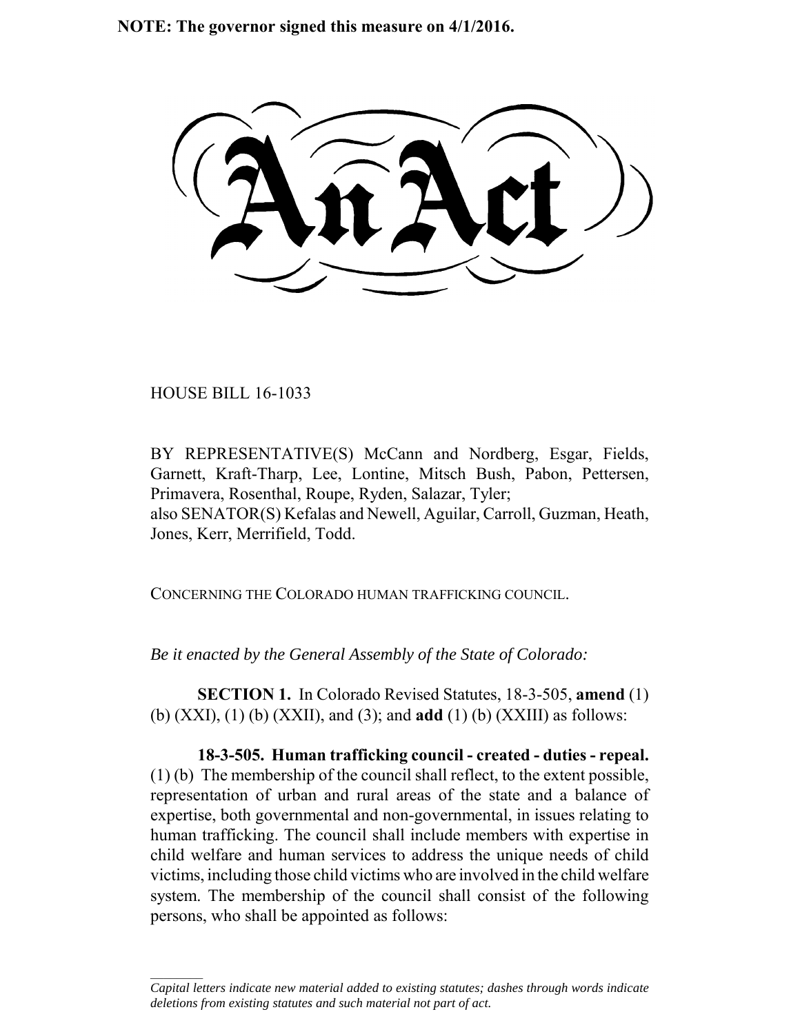**NOTE: The governor signed this measure on 4/1/2016.**

# An Act

HOUSE BILL 16-1033

BY REPRESENTATIVE(S) McCann and Nordberg, Esgar, Fields, Garnett, Kraft-Tharp, Lee, Lontine, Mitsch Bush, Pabon, Pettersen, Primavera, Rosenthal, Roupe, Ryden, Salazar, Tyler;
also SENATOR(S) Kefalas and Newell, Aguilar, Carroll, Guzman, Heath, Jones, Kerr, Merrifield, Todd.

CONCERNING THE COLORADO HUMAN TRAFFICKING COUNCIL.

*Be it enacted by the General Assembly of the State of Colorado:*

**SECTION 1.** In Colorado Revised Statutes, 18-3-505, **amend** (1) (b) (XXI), (1) (b) (XXII), and (3); and **add** (1) (b) (XXIII) as follows:

**18-3-505. Human trafficking council - created - duties - repeal.** (1) (b) The membership of the council shall reflect, to the extent possible, representation of urban and rural areas of the state and a balance of expertise, both governmental and non-governmental, in issues relating to human trafficking. The council shall include members with expertise in child welfare and human services to address the unique needs of child victims, including those child victims who are involved in the child welfare system. The membership of the council shall consist of the following persons, who shall be appointed as follows:

---

*Capital letters indicate new material added to existing statutes; dashes through words indicate deletions from existing statutes and such material not part of act.*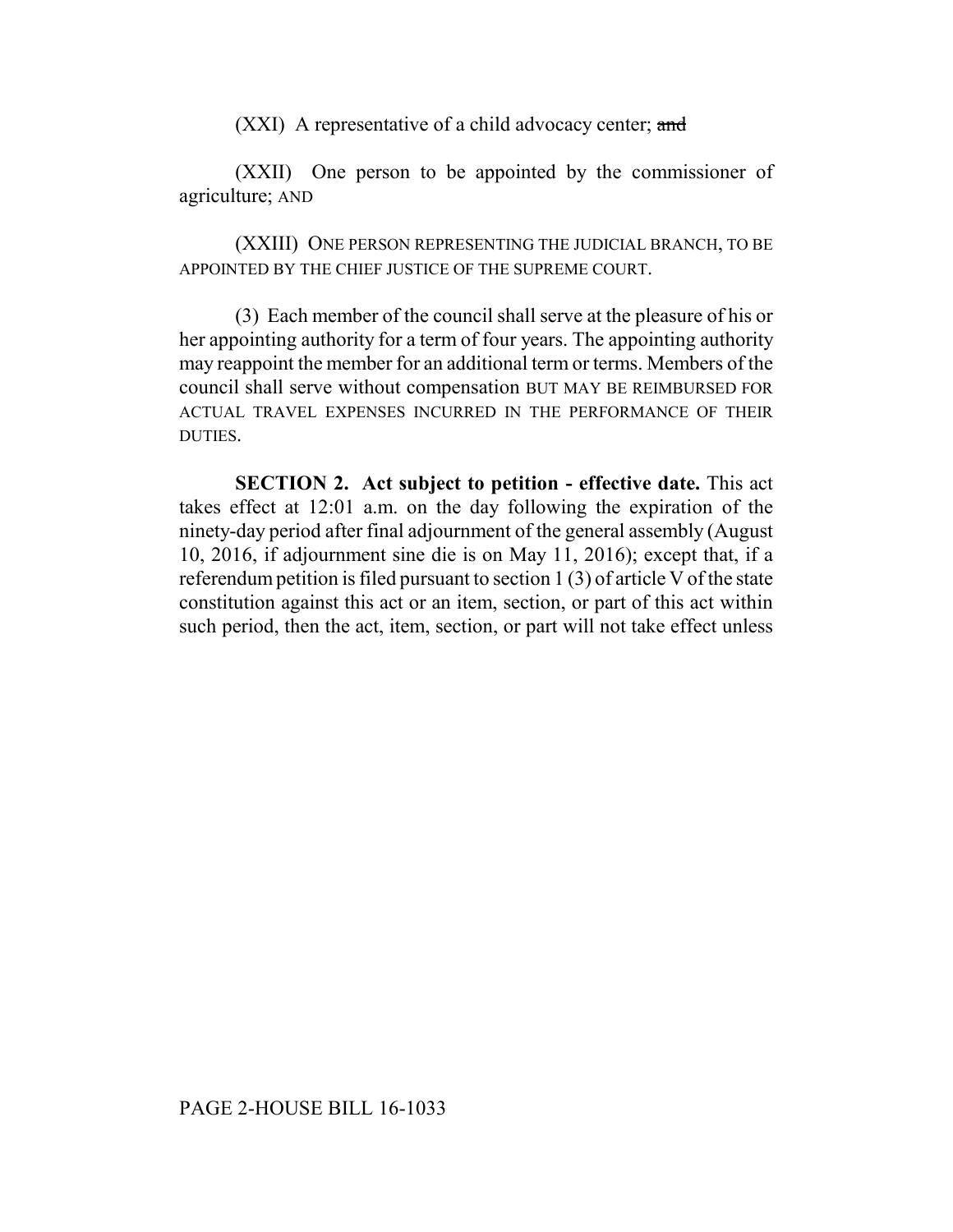(XXI) A representative of a child advocacy center; ~~and~~

(XXII) One person to be appointed by the commissioner of agriculture; AND

(XXIII) ONE PERSON REPRESENTING THE JUDICIAL BRANCH, TO BE APPOINTED BY THE CHIEF JUSTICE OF THE SUPREME COURT.

(3) Each member of the council shall serve at the pleasure of his or her appointing authority for a term of four years. The appointing authority may reappoint the member for an additional term or terms. Members of the council shall serve without compensation BUT MAY BE REIMBURSED FOR ACTUAL TRAVEL EXPENSES INCURRED IN THE PERFORMANCE OF THEIR DUTIES.

**SECTION 2. Act subject to petition - effective date.** This act takes effect at 12:01 a.m. on the day following the expiration of the ninety-day period after final adjournment of the general assembly (August 10, 2016, if adjournment sine die is on May 11, 2016); except that, if a referendum petition is filed pursuant to section 1 (3) of article V of the state constitution against this act or an item, section, or part of this act within such period, then the act, item, section, or part will not take effect unless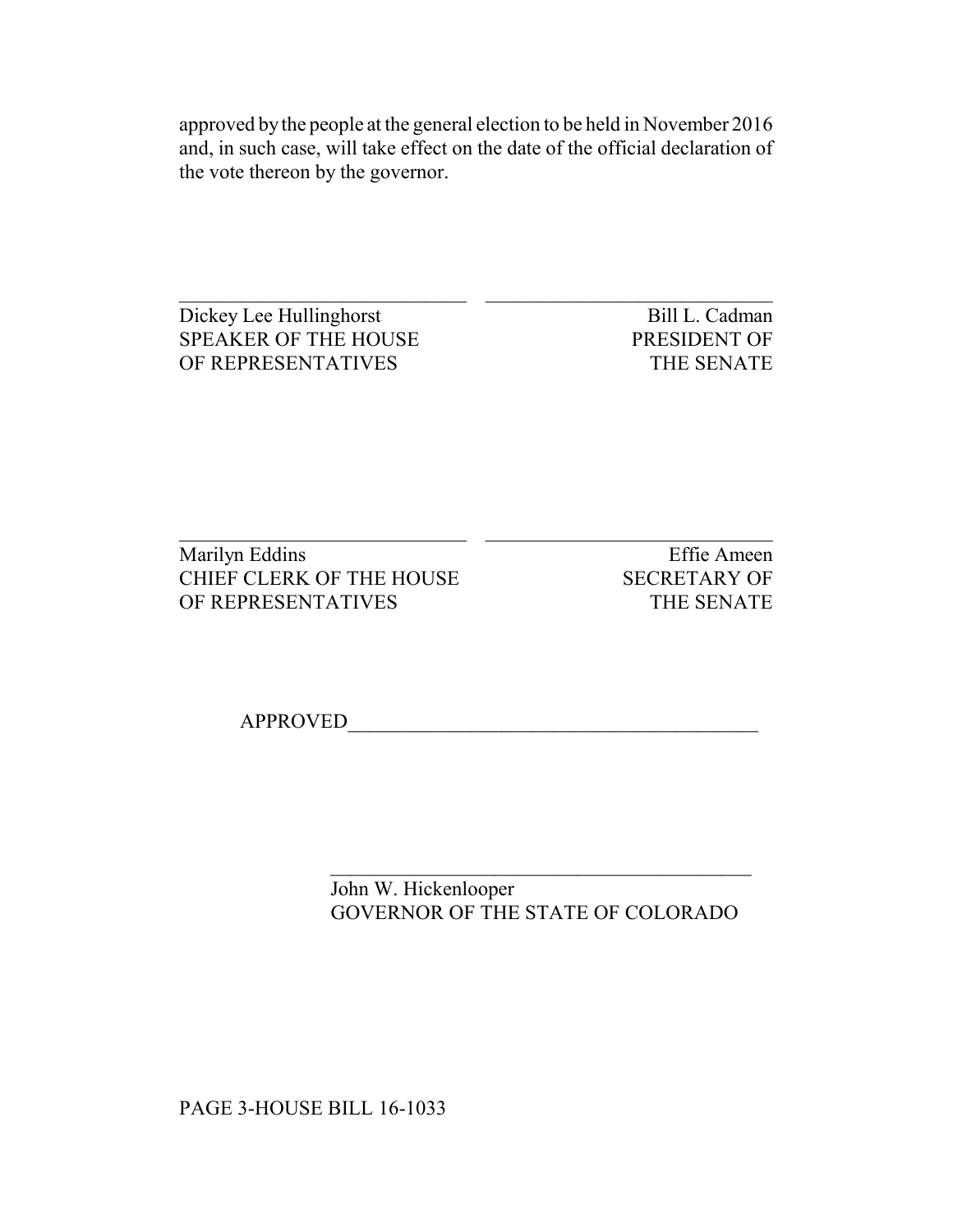approved by the people at the general election to be held in November 2016 and, in such case, will take effect on the date of the official declaration of the vote thereon by the governor.

\_\_\_\_\_\_\_\_\_\_\_\_\_\_\_\_\_\_\_\_\_\_\_\_\_\_\_\_
Dickey Lee Hullinghorst
SPEAKER OF THE HOUSE
OF REPRESENTATIVES

\_\_\_\_\_\_\_\_\_\_\_\_\_\_\_\_\_\_\_\_\_\_\_\_\_\_\_\_
Bill L. Cadman
PRESIDENT OF
THE SENATE

\_\_\_\_\_\_\_\_\_\_\_\_\_\_\_\_\_\_\_\_\_\_\_\_\_\_\_\_
Marilyn Eddins
CHIEF CLERK OF THE HOUSE
OF REPRESENTATIVES

\_\_\_\_\_\_\_\_\_\_\_\_\_\_\_\_\_\_\_\_\_\_\_\_\_\_\_\_
Effie Ameen
SECRETARY OF
THE SENATE

APPROVED\_\_\_\_\_\_\_\_\_\_\_\_\_\_\_\_\_\_\_\_\_\_\_\_\_\_\_\_\_\_\_\_\_\_\_\_\_\_\_\_

\_\_\_\_\_\_\_\_\_\_\_\_\_\_\_\_\_\_\_\_\_\_\_\_\_\_\_\_\_\_\_\_\_\_\_\_\_\_\_\_
John W. Hickenlooper
GOVERNOR OF THE STATE OF COLORADO